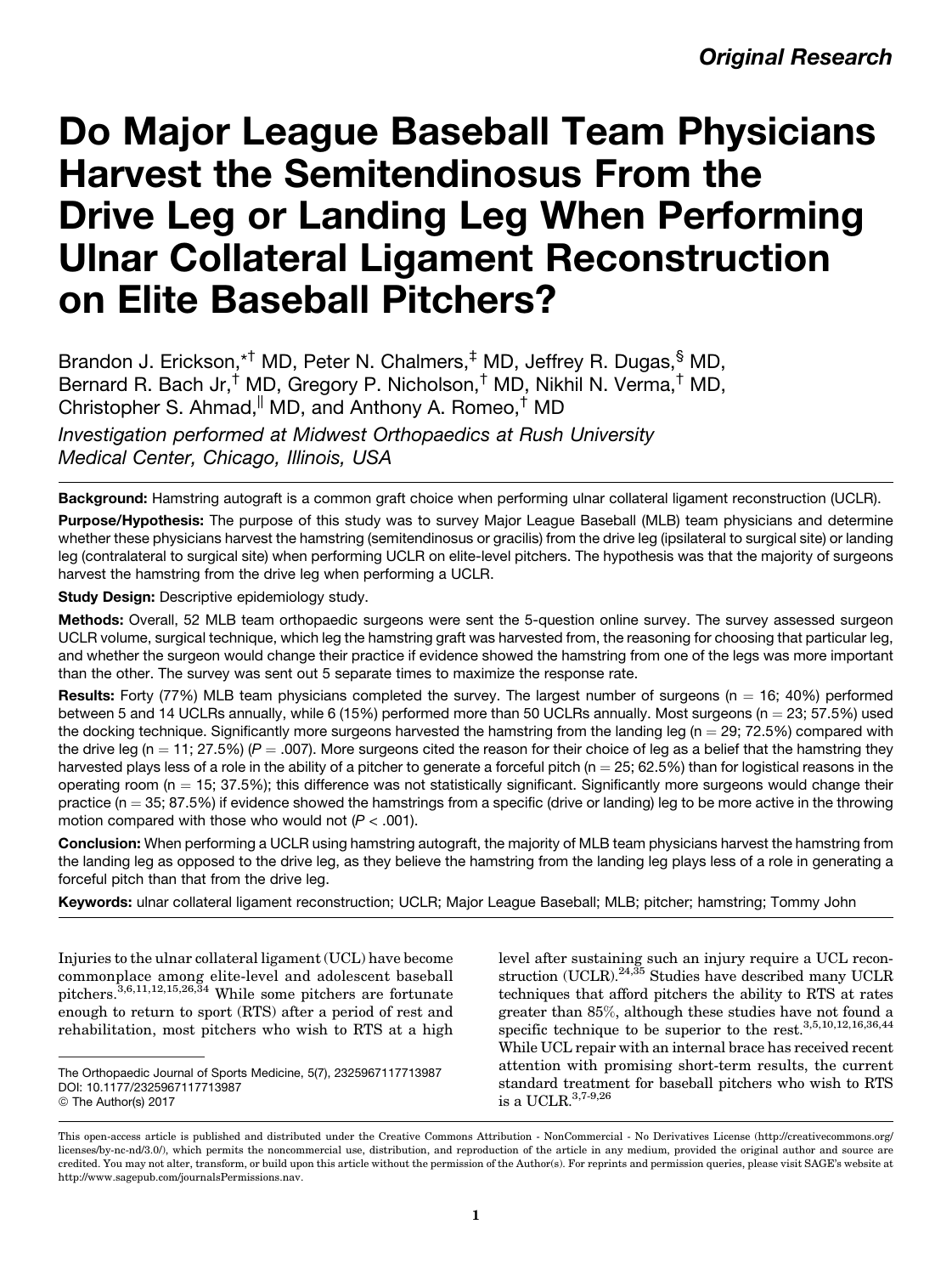*Original Research*

# Do Major League Baseball Team Physicians Harvest the Semitendinosus From the Drive Leg or Landing Leg When Performing Ulnar Collateral Ligament Reconstruction on Elite Baseball Pitchers?

Brandon J. Erickson,[*†] MD, Peter N. Chalmers,[‡] MD, Jeffrey R. Dugas,[§] MD, Bernard R. Bach Jr,[†] MD, Gregory P. Nicholson,[†] MD, Nikhil N. Verma,[†] MD, Christopher S. Ahmad,[||] MD, and Anthony A. Romeo,[†] MD

*Investigation performed at Midwest Orthopaedics at Rush University Medical Center, Chicago, Illinois, USA*

**Background:** Hamstring autograft is a common graft choice when performing ulnar collateral ligament reconstruction (UCLR).

**Purpose/Hypothesis:** The purpose of this study was to survey Major League Baseball (MLB) team physicians and determine whether these physicians harvest the hamstring (semitendinosus or gracilis) from the drive leg (ipsilateral to surgical site) or landing leg (contralateral to surgical site) when performing UCLR on elite-level pitchers. The hypothesis was that the majority of surgeons harvest the hamstring from the drive leg when performing a UCLR.

**Study Design:** Descriptive epidemiology study.

**Methods:** Overall, 52 MLB team orthopaedic surgeons were sent the 5-question online survey. The survey assessed surgeon UCLR volume, surgical technique, which leg the hamstring graft was harvested from, the reasoning for choosing that particular leg, and whether the surgeon would change their practice if evidence showed the hamstring from one of the legs was more important than the other. The survey was sent out 5 separate times to maximize the response rate.

**Results:** Forty (77%) MLB team physicians completed the survey. The largest number of surgeons (n = 16; 40%) performed between 5 and 14 UCLRs annually, while 6 (15%) performed more than 50 UCLRs annually. Most surgeons (n = 23; 57.5%) used the docking technique. Significantly more surgeons harvested the hamstring from the landing leg (n = 29; 72.5%) compared with the drive leg (n = 11; 27.5%) ($P = .007$). More surgeons cited the reason for their choice of leg as a belief that the hamstring they harvested plays less of a role in the ability of a pitcher to generate a forceful pitch (n = 25; 62.5%) than for logistical reasons in the operating room (n = 15; 37.5%); this difference was not statistically significant. Significantly more surgeons would change their practice (n = 35; 87.5%) if evidence showed the hamstrings from a specific (drive or landing) leg to be more active in the throwing motion compared with those who would not ($P < .001$).

**Conclusion:** When performing a UCLR using hamstring autograft, the majority of MLB team physicians harvest the hamstring from the landing leg as opposed to the drive leg, as they believe the hamstring from the landing leg plays less of a role in generating a forceful pitch than that from the drive leg.

**Keywords:** ulnar collateral ligament reconstruction; UCLR; Major League Baseball; MLB; pitcher; hamstring; Tommy John

Injuries to the ulnar collateral ligament (UCL) have become commonplace among elite-level and adolescent baseball pitchers.[3,6,11,12,15,26,34] While some pitchers are fortunate enough to return to sport (RTS) after a period of rest and rehabilitation, most pitchers who wish to RTS at a high level after sustaining such an injury require a UCL reconstruction (UCLR).[24,35] Studies have described many UCLR techniques that afford pitchers the ability to RTS at rates greater than 85%, although these studies have not found a specific technique to be superior to the rest.[3,5,10,12,16,36,44] While UCL repair with an internal brace has received recent attention with promising short-term results, the current standard treatment for baseball pitchers who wish to RTS is a UCLR.[3,7-9,26]

The Orthopaedic Journal of Sports Medicine, 5(7), 2325967117713987
DOI: 10.1177/2325967117713987
© The Author(s) 2017

This open-access article is published and distributed under the Creative Commons Attribution - NonCommercial - No Derivatives License (http://creativecommons.org/licenses/by-nc-nd/3.0/), which permits the noncommercial use, distribution, and reproduction of the article in any medium, provided the original author and source are credited. You may not alter, transform, or build upon this article without the permission of the Author(s). For reprints and permission queries, please visit SAGE's website at http://www.sagepub.com/journalsPermissions.nav.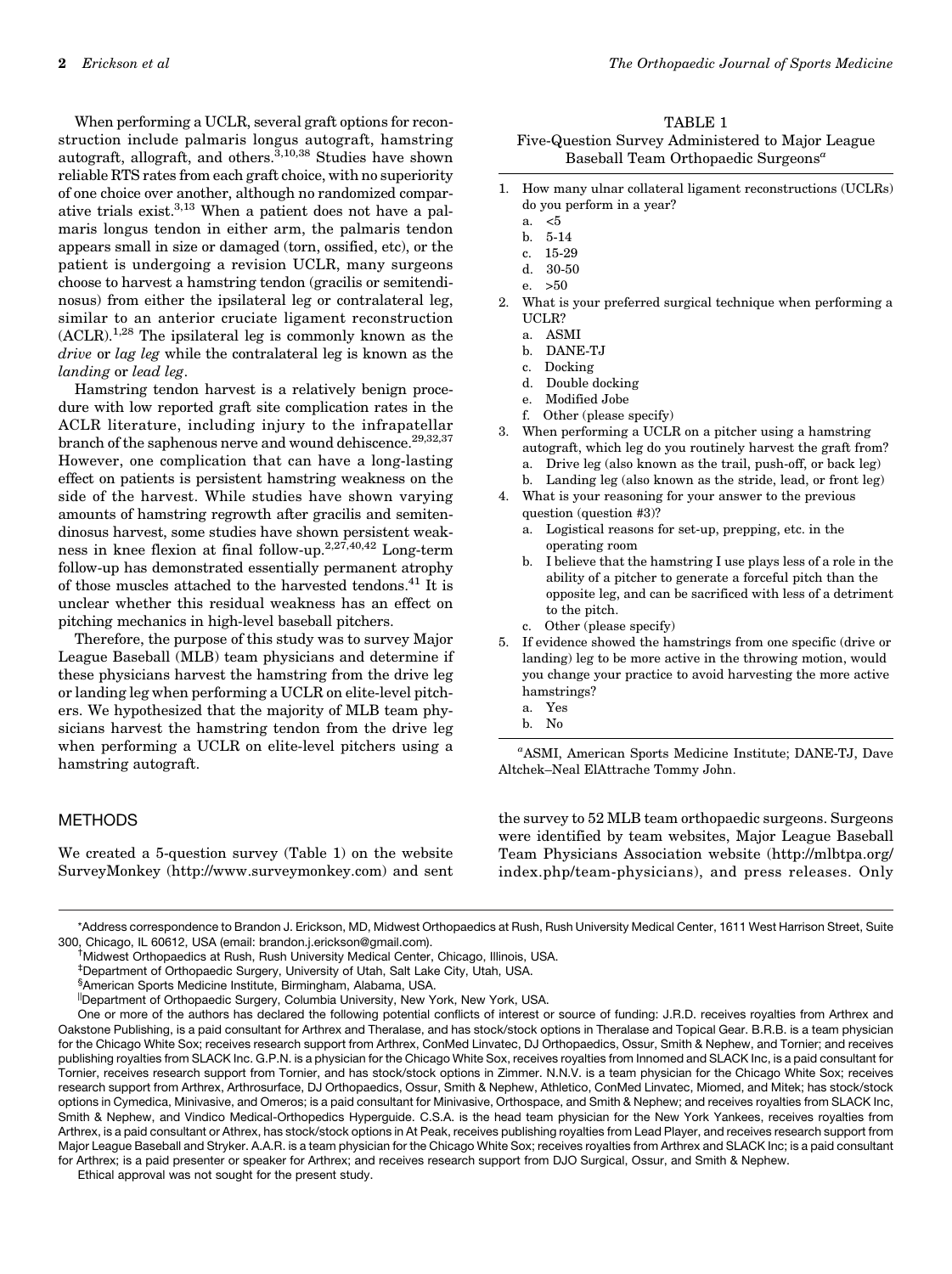When performing a UCLR, several graft options for reconstruction include palmaris longus autograft, hamstring autograft, allograft, and others.[3,10,38] Studies have shown reliable RTS rates from each graft choice, with no superiority of one choice over another, although no randomized comparative trials exist.[3,13] When a patient does not have a palmaris longus tendon in either arm, the palmaris tendon appears small in size or damaged (torn, ossified, etc), or the patient is undergoing a revision UCLR, many surgeons choose to harvest a hamstring tendon (gracilis or semitendinosus) from either the ipsilateral leg or contralateral leg, similar to an anterior cruciate ligament reconstruction (ACLR).[1,28] The ipsilateral leg is commonly known as the *drive* or *lag leg* while the contralateral leg is known as the *landing* or *lead leg*.

Hamstring tendon harvest is a relatively benign procedure with low reported graft site complication rates in the ACLR literature, including injury to the infrapatellar branch of the saphenous nerve and wound dehiscence.[29,32,37] However, one complication that can have a long-lasting effect on patients is persistent hamstring weakness on the side of the harvest. While studies have shown varying amounts of hamstring regrowth after gracilis and semitendinosus harvest, some studies have shown persistent weakness in knee flexion at final follow-up.[2,27,40,42] Long-term follow-up has demonstrated essentially permanent atrophy of those muscles attached to the harvested tendons.[41] It is unclear whether this residual weakness has an effect on pitching mechanics in high-level baseball pitchers.

Therefore, the purpose of this study was to survey Major League Baseball (MLB) team physicians and determine if these physicians harvest the hamstring from the drive leg or landing leg when performing a UCLR on elite-level pitchers. We hypothesized that the majority of MLB team physicians harvest the hamstring tendon from the drive leg when performing a UCLR on elite-level pitchers using a hamstring autograft.

TABLE 1
Five-Question Survey Administered to Major League Baseball Team Orthopaedic Surgeons[a]

1. How many ulnar collateral ligament reconstructions (UCLRs) do you perform in a year?
   a. <5
   b. 5-14
   c. 15-29
   d. 30-50
   e. >50
2. What is your preferred surgical technique when performing a UCLR?
   a. ASMI
   b. DANE-TJ
   c. Docking
   d. Double docking
   e. Modified Jobe
   f. Other (please specify)
3. When performing a UCLR on a pitcher using a hamstring autograft, which leg do you routinely harvest the graft from?
   a. Drive leg (also known as the trail, push-off, or back leg)
   b. Landing leg (also known as the stride, lead, or front leg)
4. What is your reasoning for your answer to the previous question (question #3)?
   a. Logistical reasons for set-up, prepping, etc. in the operating room
   b. I believe that the hamstring I use plays less of a role in the ability of a pitcher to generate a forceful pitch than the opposite leg, and can be sacrificed with less of a detriment to the pitch.
   c. Other (please specify)
5. If evidence showed the hamstrings from one specific (drive or landing) leg to be more active in the throwing motion, would you change your practice to avoid harvesting the more active hamstrings?
   a. Yes
   b. No

[a]ASMI, American Sports Medicine Institute; DANE-TJ, Dave Altchek–Neal ElAttrache Tommy John.

## METHODS

We created a 5-question survey (Table 1) on the website SurveyMonkey (http://www.surveymonkey.com) and sent the survey to 52 MLB team orthopaedic surgeons. Surgeons were identified by team websites, Major League Baseball Team Physicians Association website (http://mlbtpa.org/index.php/team-physicians), and press releases. Only

*Address correspondence to Brandon J. Erickson, MD, Midwest Orthopaedics at Rush, Rush University Medical Center, 1611 West Harrison Street, Suite 300, Chicago, IL 60612, USA (email: brandon.j.erickson@gmail.com).

†Midwest Orthopaedics at Rush, Rush University Medical Center, Chicago, Illinois, USA.

‡Department of Orthopaedic Surgery, University of Utah, Salt Lake City, Utah, USA.

§American Sports Medicine Institute, Birmingham, Alabama, USA.

||Department of Orthopaedic Surgery, Columbia University, New York, New York, USA.

One or more of the authors has declared the following potential conflicts of interest or source of funding: J.R.D. receives royalties from Arthrex and Oakstone Publishing, is a paid consultant for Arthrex and Theralase, and has stock/stock options in Theralase and Topical Gear. B.R.B. is a team physician for the Chicago White Sox; receives research support from Arthrex, ConMed Linvatec, DJ Orthopaedics, Ossur, Smith & Nephew, and Tornier; and receives publishing royalties from SLACK Inc. G.P.N. is a physician for the Chicago White Sox, receives royalties from Innomed and SLACK Inc, is a paid consultant for Tornier, receives research support from Tornier, and has stock/stock options in Zimmer. N.N.V. is a team physician for the Chicago White Sox; receives research support from Arthrex, Arthrosurface, DJ Orthopaedics, Ossur, Smith & Nephew, Athletico, ConMed Linvatec, Miomed, and Mitek; has stock/stock options in Cymedica, Minivasive, and Omeros; is a paid consultant for Minivasive, Orthospace, and Smith & Nephew; and receives royalties from SLACK Inc, Smith & Nephew, and Vindico Medical-Orthopedics Hyperguide. C.S.A. is the head team physician for the New York Yankees, receives royalties from Arthrex, is a paid consultant or Athrex, has stock/stock options in At Peak, receives publishing royalties from Lead Player, and receives research support from Major League Baseball and Stryker. A.A.R. is a team physician for the Chicago White Sox; receives royalties from Arthrex and SLACK Inc; is a paid consultant for Arthrex; is a paid presenter or speaker for Arthrex; and receives research support from DJO Surgical, Ossur, and Smith & Nephew.

Ethical approval was not sought for the present study.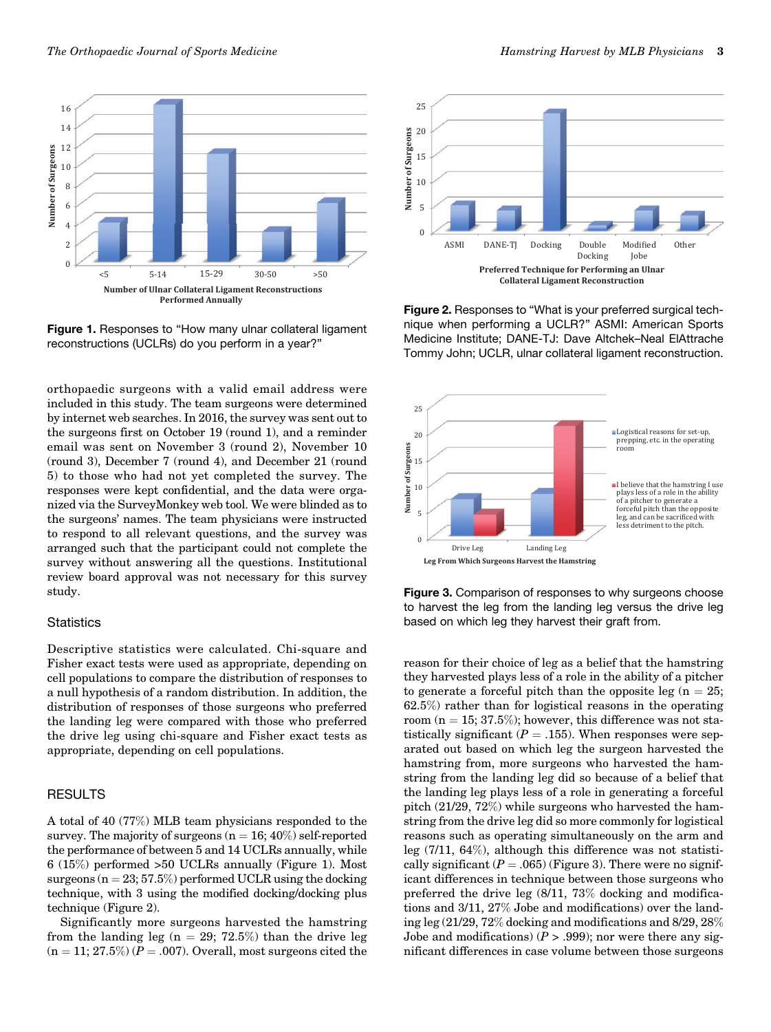Figure 1. Responses to "How many ulnar collateral ligament reconstructions (UCLRs) do you perform in a year?"

Figure 2. Responses to "What is your preferred surgical technique when performing a UCLR?" ASMI: American Sports Medicine Institute; DANE-TJ: Dave Altchek–Neal ElAttrache Tommy John; UCLR, ulnar collateral ligament reconstruction.

orthopaedic surgeons with a valid email address were included in this study. The team surgeons were determined by internet web searches. In 2016, the survey was sent out to the surgeons first on October 19 (round 1), and a reminder email was sent on November 3 (round 2), November 10 (round 3), December 7 (round 4), and December 21 (round 5) to those who had not yet completed the survey. The responses were kept confidential, and the data were organized via the SurveyMonkey web tool. We were blinded as to the surgeons' names. The team physicians were instructed to respond to all relevant questions, and the survey was arranged such that the participant could not complete the survey without answering all the questions. Institutional review board approval was not necessary for this survey study.

## Statistics

Descriptive statistics were calculated. Chi-square and Fisher exact tests were used as appropriate, depending on cell populations to compare the distribution of responses to a null hypothesis of a random distribution. In addition, the distribution of responses of those surgeons who preferred the landing leg were compared with those who preferred the drive leg using chi-square and Fisher exact tests as appropriate, depending on cell populations.

## RESULTS

A total of 40 (77%) MLB team physicians responded to the survey. The majority of surgeons (n = 16; 40%) self-reported the performance of between 5 and 14 UCLRs annually, while 6 (15%) performed >50 UCLRs annually (Figure 1). Most surgeons (n = 23; 57.5%) performed UCLR using the docking technique, with 3 using the modified docking/docking plus technique (Figure 2).

Significantly more surgeons harvested the hamstring from the landing leg (n = 29; 72.5%) than the drive leg (n = 11; 27.5%) ($P = .007$). Overall, most surgeons cited the reason for their choice of leg as a belief that the hamstring they harvested plays less of a role in the ability of a pitcher to generate a forceful pitch than the opposite leg (n = 25; 62.5%) rather than for logistical reasons in the operating room (n = 15; 37.5%); however, this difference was not statistically significant ($P = .155$). When responses were separated out based on which leg the surgeon harvested the hamstring from, more surgeons who harvested the hamstring from the landing leg did so because of a belief that the landing leg plays less of a role in generating a forceful pitch (21/29, 72%) while surgeons who harvested the hamstring from the drive leg did so more commonly for logistical reasons such as operating simultaneously on the arm and leg (7/11, 64%), although this difference was not statistically significant ($P = .065$) (Figure 3). There were no significant differences in technique between those surgeons who preferred the drive leg (8/11, 73% docking and modifications and 3/11, 27% Jobe and modifications) over the landing leg (21/29, 72% docking and modifications and 8/29, 28% Jobe and modifications) ($P > .999$); nor were there any significant differences in case volume between those surgeons

Figure 3. Comparison of responses to why surgeons choose to harvest the leg from the landing leg versus the drive leg based on which leg they harvest their graft from.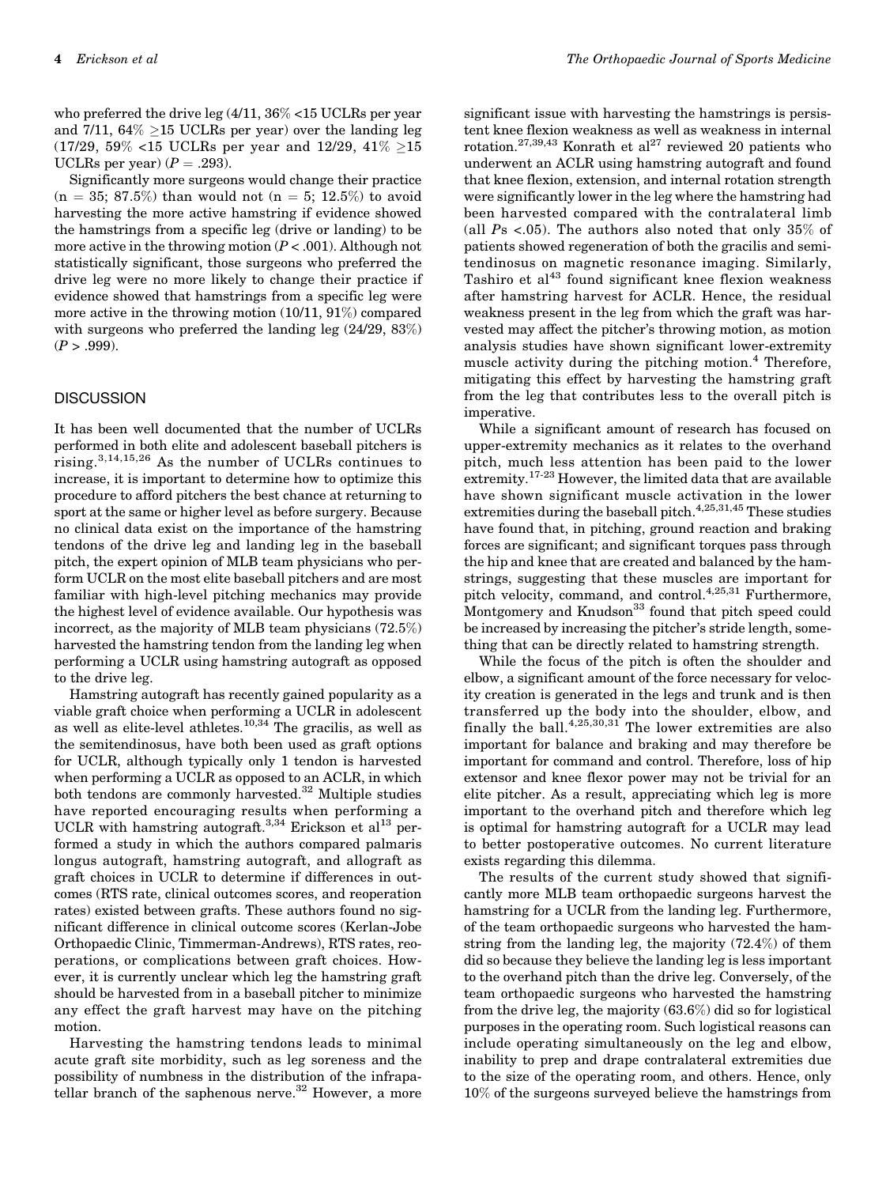who preferred the drive leg (4/11, 36% <15 UCLRs per year and 7/11, 64% ≥15 UCLRs per year) over the landing leg (17/29, 59% <15 UCLRs per year and 12/29, 41% ≥15 UCLRs per year) ($P$ = .293).

Significantly more surgeons would change their practice (n = 35; 87.5%) than would not (n = 5; 12.5%) to avoid harvesting the more active hamstring if evidence showed the hamstrings from a specific leg (drive or landing) to be more active in the throwing motion ($P$ < .001). Although not statistically significant, those surgeons who preferred the drive leg were no more likely to change their practice if evidence showed that hamstrings from a specific leg were more active in the throwing motion (10/11, 91%) compared with surgeons who preferred the landing leg (24/29, 83%) ($P$ > .999).

## DISCUSSION

It has been well documented that the number of UCLRs performed in both elite and adolescent baseball pitchers is rising.[3,14,15,26] As the number of UCLRs continues to increase, it is important to determine how to optimize this procedure to afford pitchers the best chance at returning to sport at the same or higher level as before surgery. Because no clinical data exist on the importance of the hamstring tendons of the drive leg and landing leg in the baseball pitch, the expert opinion of MLB team physicians who perform UCLR on the most elite baseball pitchers and are most familiar with high-level pitching mechanics may provide the highest level of evidence available. Our hypothesis was incorrect, as the majority of MLB team physicians (72.5%) harvested the hamstring tendon from the landing leg when performing a UCLR using hamstring autograft as opposed to the drive leg.

Hamstring autograft has recently gained popularity as a viable graft choice when performing a UCLR in adolescent as well as elite-level athletes.[10,34] The gracilis, as well as the semitendinosus, have both been used as graft options for UCLR, although typically only 1 tendon is harvested when performing a UCLR as opposed to an ACLR, in which both tendons are commonly harvested.[32] Multiple studies have reported encouraging results when performing a UCLR with hamstring autograft.[3,34] Erickson et al[13] performed a study in which the authors compared palmaris longus autograft, hamstring autograft, and allograft as graft choices in UCLR to determine if differences in outcomes (RTS rate, clinical outcomes scores, and reoperation rates) existed between grafts. These authors found no significant difference in clinical outcome scores (Kerlan-Jobe Orthopaedic Clinic, Timmerman-Andrews), RTS rates, reoperations, or complications between graft choices. However, it is currently unclear which leg the hamstring graft should be harvested from in a baseball pitcher to minimize any effect the graft harvest may have on the pitching motion.

Harvesting the hamstring tendons leads to minimal acute graft site morbidity, such as leg soreness and the possibility of numbness in the distribution of the infrapatellar branch of the saphenous nerve.[32] However, a more significant issue with harvesting the hamstrings is persistent knee flexion weakness as well as weakness in internal rotation.[27,39,43] Konrath et al[27] reviewed 20 patients who underwent an ACLR using hamstring autograft and found that knee flexion, extension, and internal rotation strength were significantly lower in the leg where the hamstring had been harvested compared with the contralateral limb (all $P$s <.05). The authors also noted that only 35% of patients showed regeneration of both the gracilis and semitendinosus on magnetic resonance imaging. Similarly, Tashiro et al[43] found significant knee flexion weakness after hamstring harvest for ACLR. Hence, the residual weakness present in the leg from which the graft was harvested may affect the pitcher's throwing motion, as motion analysis studies have shown significant lower-extremity muscle activity during the pitching motion.[4] Therefore, mitigating this effect by harvesting the hamstring graft from the leg that contributes less to the overall pitch is imperative.

While a significant amount of research has focused on upper-extremity mechanics as it relates to the overhand pitch, much less attention has been paid to the lower extremity.[17-23] However, the limited data that are available have shown significant muscle activation in the lower extremities during the baseball pitch.[4,25,31,45] These studies have found that, in pitching, ground reaction and braking forces are significant; and significant torques pass through the hip and knee that are created and balanced by the hamstrings, suggesting that these muscles are important for pitch velocity, command, and control.[4,25,31] Furthermore, Montgomery and Knudson[33] found that pitch speed could be increased by increasing the pitcher's stride length, something that can be directly related to hamstring strength.

While the focus of the pitch is often the shoulder and elbow, a significant amount of the force necessary for velocity creation is generated in the legs and trunk and is then transferred up the body into the shoulder, elbow, and finally the ball.[4,25,30,31] The lower extremities are also important for balance and braking and may therefore be important for command and control. Therefore, loss of hip extensor and knee flexor power may not be trivial for an elite pitcher. As a result, appreciating which leg is more important to the overhand pitch and therefore which leg is optimal for hamstring autograft for a UCLR may lead to better postoperative outcomes. No current literature exists regarding this dilemma.

The results of the current study showed that significantly more MLB team orthopaedic surgeons harvest the hamstring for a UCLR from the landing leg. Furthermore, of the team orthopaedic surgeons who harvested the hamstring from the landing leg, the majority (72.4%) of them did so because they believe the landing leg is less important to the overhand pitch than the drive leg. Conversely, of the team orthopaedic surgeons who harvested the hamstring from the drive leg, the majority (63.6%) did so for logistical purposes in the operating room. Such logistical reasons can include operating simultaneously on the leg and elbow, inability to prep and drape contralateral extremities due to the size of the operating room, and others. Hence, only 10% of the surgeons surveyed believe the hamstrings from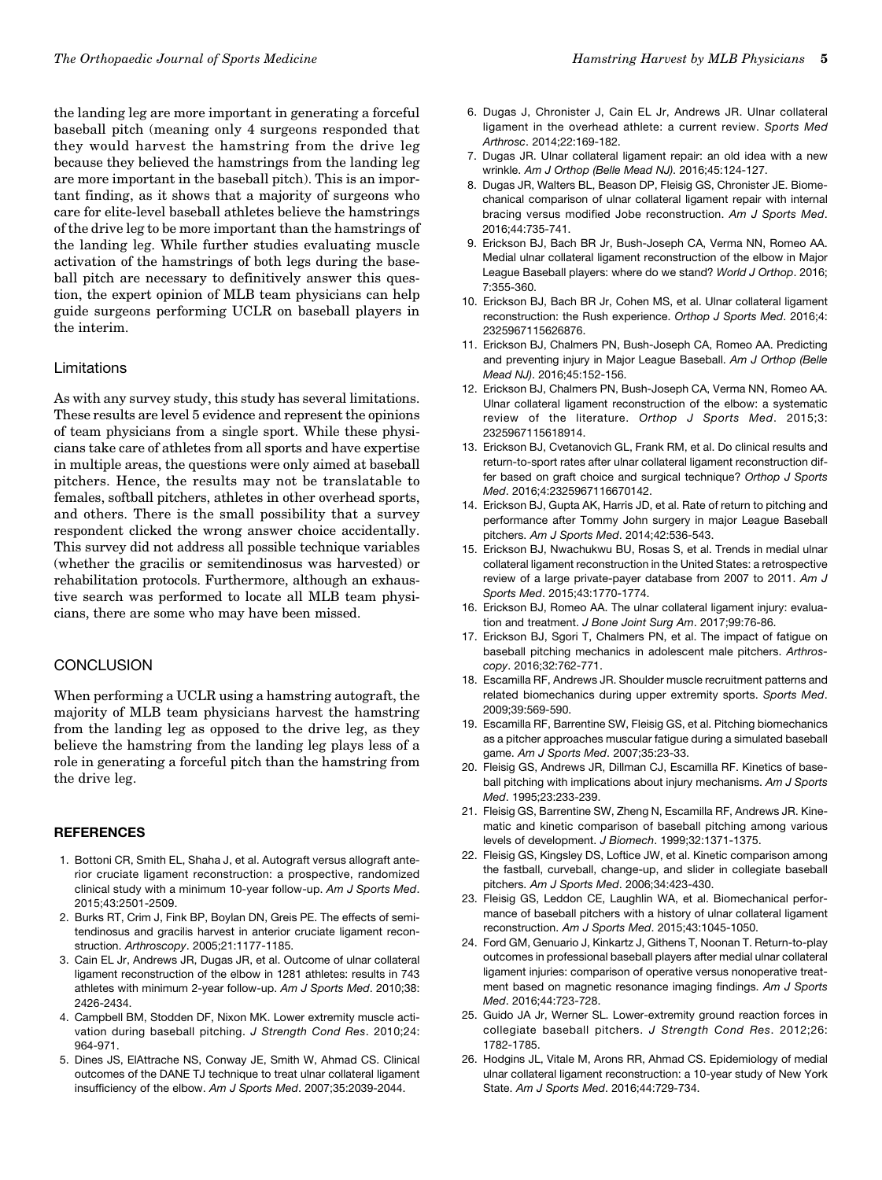the landing leg are more important in generating a forceful baseball pitch (meaning only 4 surgeons responded that they would harvest the hamstring from the drive leg because they believed the hamstrings from the landing leg are more important in the baseball pitch). This is an important finding, as it shows that a majority of surgeons who care for elite-level baseball athletes believe the hamstrings of the drive leg to be more important than the hamstrings of the landing leg. While further studies evaluating muscle activation of the hamstrings of both legs during the baseball pitch are necessary to definitively answer this question, the expert opinion of MLB team physicians can help guide surgeons performing UCLR on baseball players in the interim.

### Limitations

As with any survey study, this study has several limitations. These results are level 5 evidence and represent the opinions of team physicians from a single sport. While these physicians take care of athletes from all sports and have expertise in multiple areas, the questions were only aimed at baseball pitchers. Hence, the results may not be translatable to females, softball pitchers, athletes in other overhead sports, and others. There is the small possibility that a survey respondent clicked the wrong answer choice accidentally. This survey did not address all possible technique variables (whether the gracilis or semitendinosus was harvested) or rehabilitation protocols. Furthermore, although an exhaustive search was performed to locate all MLB team physicians, there are some who may have been missed.

## CONCLUSION

When performing a UCLR using a hamstring autograft, the majority of MLB team physicians harvest the hamstring from the landing leg as opposed to the drive leg, as they believe the hamstring from the landing leg plays less of a role in generating a forceful pitch than the hamstring from the drive leg.

## REFERENCES

1. Bottoni CR, Smith EL, Shaha J, et al. Autograft versus allograft anterior cruciate ligament reconstruction: a prospective, randomized clinical study with a minimum 10-year follow-up. *Am J Sports Med*. 2015;43:2501-2509.
2. Burks RT, Crim J, Fink BP, Boylan DN, Greis PE. The effects of semitendinosus and gracilis harvest in anterior cruciate ligament reconstruction. *Arthroscopy*. 2005;21:1177-1185.
3. Cain EL Jr, Andrews JR, Dugas JR, et al. Outcome of ulnar collateral ligament reconstruction of the elbow in 1281 athletes: results in 743 athletes with minimum 2-year follow-up. *Am J Sports Med*. 2010;38:2426-2434.
4. Campbell BM, Stodden DF, Nixon MK. Lower extremity muscle activation during baseball pitching. *J Strength Cond Res*. 2010;24:964-971.
5. Dines JS, ElAttrache NS, Conway JE, Smith W, Ahmad CS. Clinical outcomes of the DANE TJ technique to treat ulnar collateral ligament insufficiency of the elbow. *Am J Sports Med*. 2007;35:2039-2044.
6. Dugas J, Chronister J, Cain EL Jr, Andrews JR. Ulnar collateral ligament in the overhead athlete: a current review. *Sports Med Arthrosc*. 2014;22:169-182.
7. Dugas JR. Ulnar collateral ligament repair: an old idea with a new wrinkle. *Am J Orthop (Belle Mead NJ)*. 2016;45:124-127.
8. Dugas JR, Walters BL, Beason DP, Fleisig GS, Chronister JE. Biomechanical comparison of ulnar collateral ligament repair with internal bracing versus modified Jobe reconstruction. *Am J Sports Med*. 2016;44:735-741.
9. Erickson BJ, Bach BR Jr, Bush-Joseph CA, Verma NN, Romeo AA. Medial ulnar collateral ligament reconstruction of the elbow in Major League Baseball players: where do we stand? *World J Orthop*. 2016; 7:355-360.
10. Erickson BJ, Bach BR Jr, Cohen MS, et al. Ulnar collateral ligament reconstruction: the Rush experience. *Orthop J Sports Med*. 2016;4: 2325967115626876.
11. Erickson BJ, Chalmers PN, Bush-Joseph CA, Romeo AA. Predicting and preventing injury in Major League Baseball. *Am J Orthop (Belle Mead NJ)*. 2016;45:152-156.
12. Erickson BJ, Chalmers PN, Bush-Joseph CA, Verma NN, Romeo AA. Ulnar collateral ligament reconstruction of the elbow: a systematic review of the literature. *Orthop J Sports Med*. 2015;3: 2325967115618914.
13. Erickson BJ, Cvetanovich GL, Frank RM, et al. Do clinical results and return-to-sport rates after ulnar collateral ligament reconstruction differ based on graft choice and surgical technique? *Orthop J Sports Med*. 2016;4:2325967116670142.
14. Erickson BJ, Gupta AK, Harris JD, et al. Rate of return to pitching and performance after Tommy John surgery in major League Baseball pitchers. *Am J Sports Med*. 2014;42:536-543.
15. Erickson BJ, Nwachukwu BU, Rosas S, et al. Trends in medial ulnar collateral ligament reconstruction in the United States: a retrospective review of a large private-payer database from 2007 to 2011. *Am J Sports Med*. 2015;43:1770-1774.
16. Erickson BJ, Romeo AA. The ulnar collateral ligament injury: evaluation and treatment. *J Bone Joint Surg Am*. 2017;99:76-86.
17. Erickson BJ, Sgori T, Chalmers PN, et al. The impact of fatigue on baseball pitching mechanics in adolescent male pitchers. *Arthroscopy*. 2016;32:762-771.
18. Escamilla RF, Andrews JR. Shoulder muscle recruitment patterns and related biomechanics during upper extremity sports. *Sports Med*. 2009;39:569-590.
19. Escamilla RF, Barrentine SW, Fleisig GS, et al. Pitching biomechanics as a pitcher approaches muscular fatigue during a simulated baseball game. *Am J Sports Med*. 2007;35:23-33.
20. Fleisig GS, Andrews JR, Dillman CJ, Escamilla RF. Kinetics of baseball pitching with implications about injury mechanisms. *Am J Sports Med*. 1995;23:233-239.
21. Fleisig GS, Barrentine SW, Zheng N, Escamilla RF, Andrews JR. Kinematic and kinetic comparison of baseball pitching among various levels of development. *J Biomech*. 1999;32:1371-1375.
22. Fleisig GS, Kingsley DS, Loftice JW, et al. Kinetic comparison among the fastball, curveball, change-up, and slider in collegiate baseball pitchers. *Am J Sports Med*. 2006;34:423-430.
23. Fleisig GS, Leddon CE, Laughlin WA, et al. Biomechanical performance of baseball pitchers with a history of ulnar collateral ligament reconstruction. *Am J Sports Med*. 2015;43:1045-1050.
24. Ford GM, Genuario J, Kinkartz J, Githens T, Noonan T. Return-to-play outcomes in professional baseball players after medial ulnar collateral ligament injuries: comparison of operative versus nonoperative treatment based on magnetic resonance imaging findings. *Am J Sports Med*. 2016;44:723-728.
25. Guido JA Jr, Werner SL. Lower-extremity ground reaction forces in collegiate baseball pitchers. *J Strength Cond Res*. 2012;26: 1782-1785.
26. Hodgins JL, Vitale M, Arons RR, Ahmad CS. Epidemiology of medial ulnar collateral ligament reconstruction: a 10-year study of New York State. *Am J Sports Med*. 2016;44:729-734.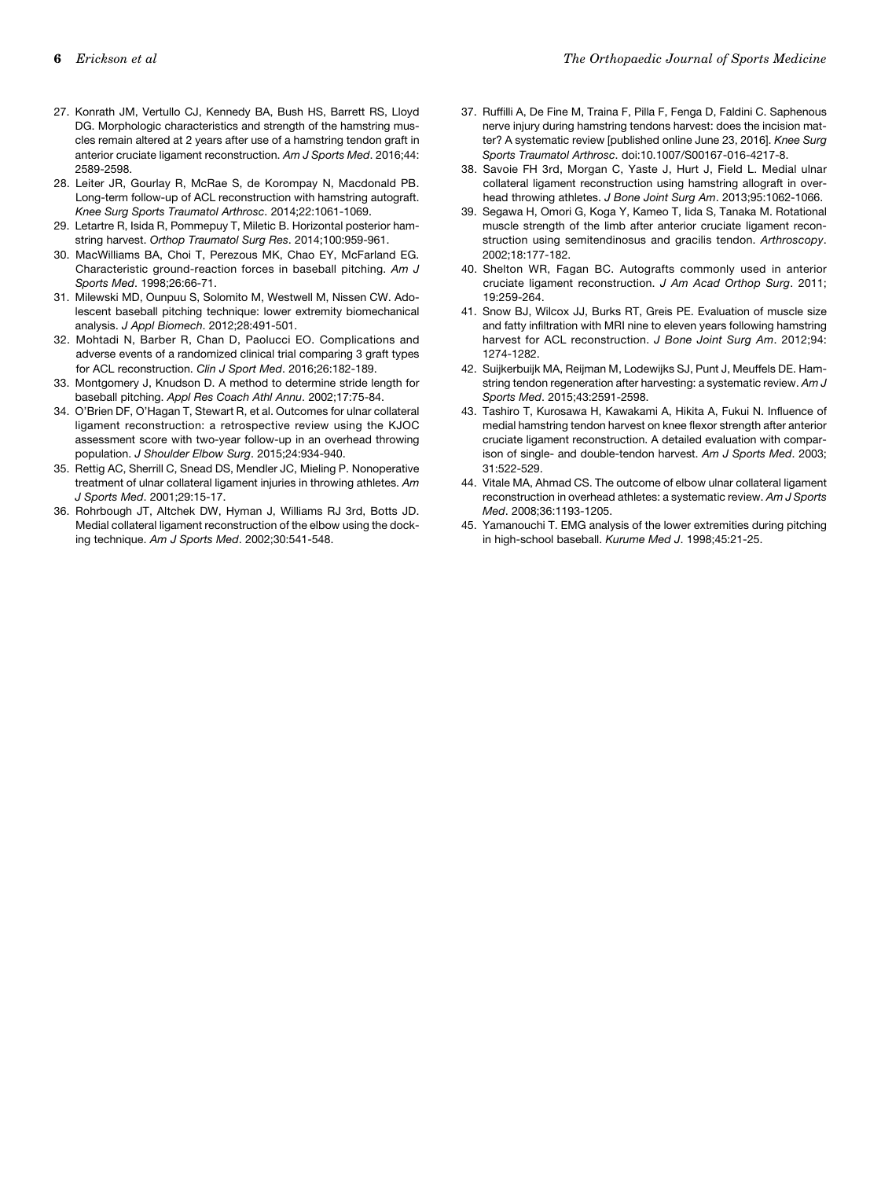27. Konrath JM, Vertullo CJ, Kennedy BA, Bush HS, Barrett RS, Lloyd DG. Morphologic characteristics and strength of the hamstring muscles remain altered at 2 years after use of a hamstring tendon graft in anterior cruciate ligament reconstruction. *Am J Sports Med*. 2016;44: 2589-2598.
28. Leiter JR, Gourlay R, McRae S, de Korompay N, Macdonald PB. Long-term follow-up of ACL reconstruction with hamstring autograft. *Knee Surg Sports Traumatol Arthrosc*. 2014;22:1061-1069.
29. Letartre R, Isida R, Pommepuy T, Miletic B. Horizontal posterior hamstring harvest. *Orthop Traumatol Surg Res*. 2014;100:959-961.
30. MacWilliams BA, Choi T, Perezous MK, Chao EY, McFarland EG. Characteristic ground-reaction forces in baseball pitching. *Am J Sports Med*. 1998;26:66-71.
31. Milewski MD, Ounpuu S, Solomito M, Westwell M, Nissen CW. Adolescent baseball pitching technique: lower extremity biomechanical analysis. *J Appl Biomech*. 2012;28:491-501.
32. Mohtadi N, Barber R, Chan D, Paolucci EO. Complications and adverse events of a randomized clinical trial comparing 3 graft types for ACL reconstruction. *Clin J Sport Med*. 2016;26:182-189.
33. Montgomery J, Knudson D. A method to determine stride length for baseball pitching. *Appl Res Coach Athl Annu*. 2002;17:75-84.
34. O'Brien DF, O'Hagan T, Stewart R, et al. Outcomes for ulnar collateral ligament reconstruction: a retrospective review using the KJOC assessment score with two-year follow-up in an overhead throwing population. *J Shoulder Elbow Surg*. 2015;24:934-940.
35. Rettig AC, Sherrill C, Snead DS, Mendler JC, Mieling P. Nonoperative treatment of ulnar collateral ligament injuries in throwing athletes. *Am J Sports Med*. 2001;29:15-17.
36. Rohrbough JT, Altchek DW, Hyman J, Williams RJ 3rd, Botts JD. Medial collateral ligament reconstruction of the elbow using the docking technique. *Am J Sports Med*. 2002;30:541-548.
37. Ruffilli A, De Fine M, Traina F, Pilla F, Fenga D, Faldini C. Saphenous nerve injury during hamstring tendons harvest: does the incision matter? A systematic review [published online June 23, 2016]. *Knee Surg Sports Traumatol Arthrosc*. doi:10.1007/S00167-016-4217-8.
38. Savoie FH 3rd, Morgan C, Yaste J, Hurt J, Field L. Medial ulnar collateral ligament reconstruction using hamstring allograft in overhead throwing athletes. *J Bone Joint Surg Am*. 2013;95:1062-1066.
39. Segawa H, Omori G, Koga Y, Kameo T, Iida S, Tanaka M. Rotational muscle strength of the limb after anterior cruciate ligament reconstruction using semitendinosus and gracilis tendon. *Arthroscopy*. 2002;18:177-182.
40. Shelton WR, Fagan BC. Autografts commonly used in anterior cruciate ligament reconstruction. *J Am Acad Orthop Surg*. 2011; 19:259-264.
41. Snow BJ, Wilcox JJ, Burks RT, Greis PE. Evaluation of muscle size and fatty infiltration with MRI nine to eleven years following hamstring harvest for ACL reconstruction. *J Bone Joint Surg Am*. 2012;94: 1274-1282.
42. Suijkerbuijk MA, Reijman M, Lodewijks SJ, Punt J, Meuffels DE. Hamstring tendon regeneration after harvesting: a systematic review. *Am J Sports Med*. 2015;43:2591-2598.
43. Tashiro T, Kurosawa H, Kawakami A, Hikita A, Fukui N. Influence of medial hamstring tendon harvest on knee flexor strength after anterior cruciate ligament reconstruction. A detailed evaluation with comparison of single- and double-tendon harvest. *Am J Sports Med*. 2003; 31:522-529.
44. Vitale MA, Ahmad CS. The outcome of elbow ulnar collateral ligament reconstruction in overhead athletes: a systematic review. *Am J Sports Med*. 2008;36:1193-1205.
45. Yamanouchi T. EMG analysis of the lower extremities during pitching in high-school baseball. *Kurume Med J*. 1998;45:21-25.